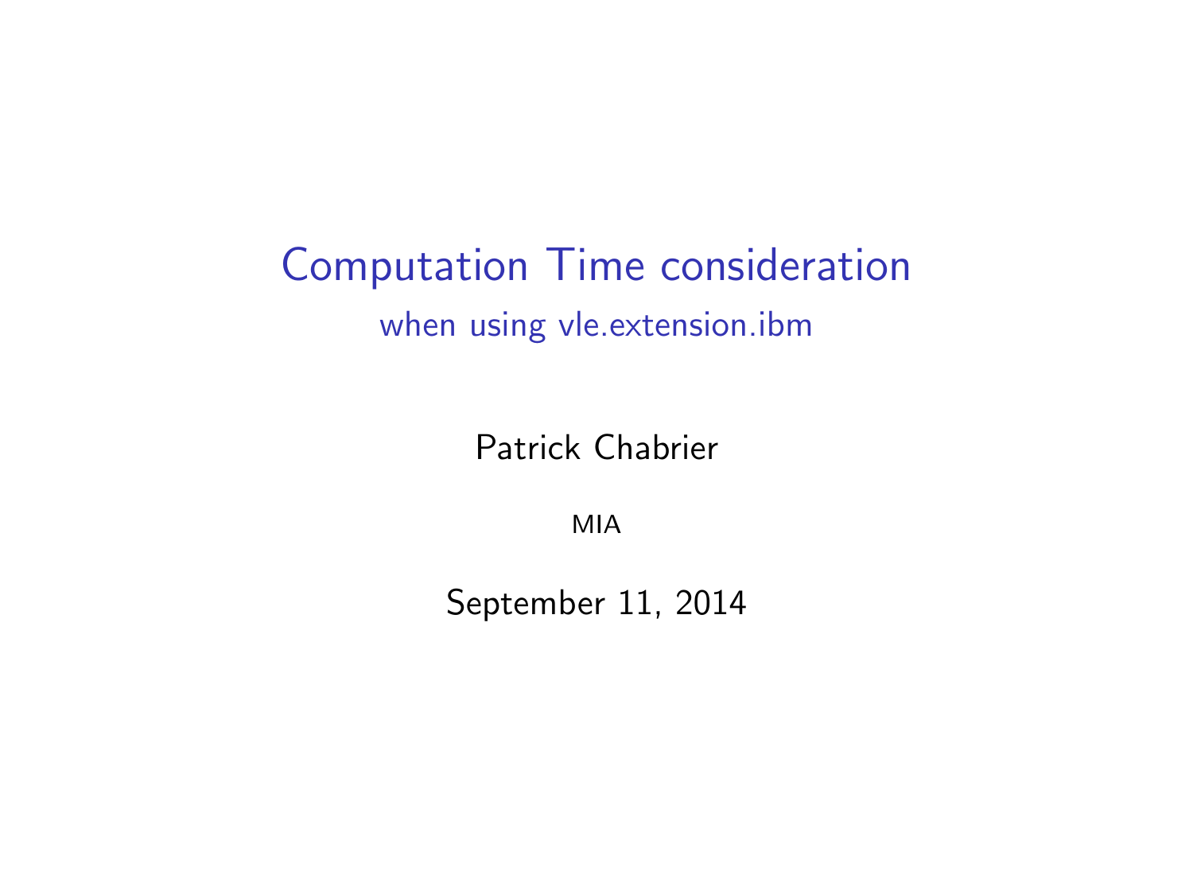# Computation Time consideration

## when using vle.extension.ibm

Patrick Chabrier

MIA

September 11, 2014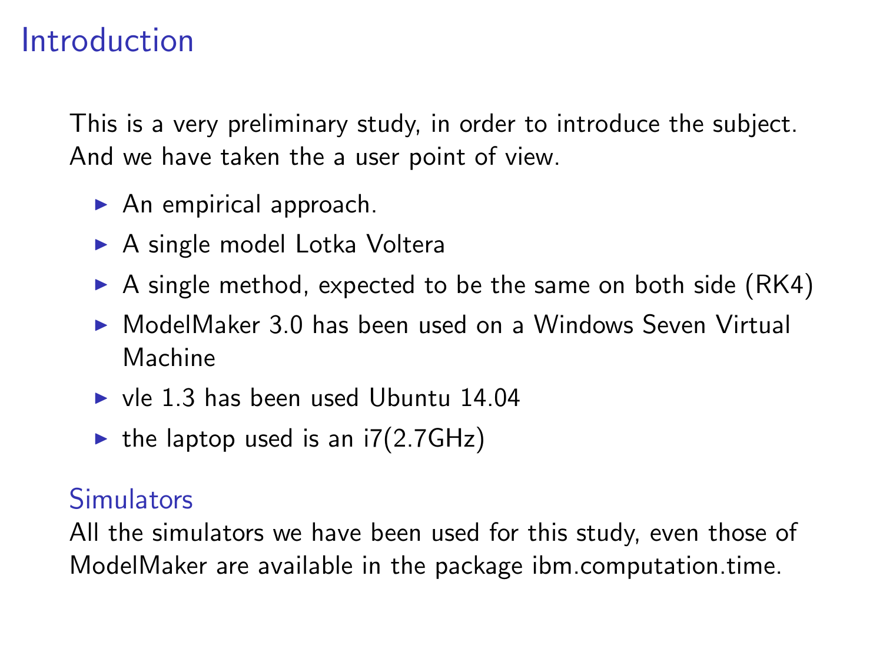# Introduction

This is a very preliminary study, in order to introduce the subject. And we have taken the a user point of view.

- An empirical approach.
- A single model Lotka Voltera
- A single method, expected to be the same on both side (RK4)
- ModelMaker 3.0 has been used on a Windows Seven Virtual Machine
- vle 1.3 has been used Ubuntu 14.04
- the laptop used is an i7(2.7GHz)

## Simulators

All the simulators we have been used for this study, even those of ModelMaker are available in the package ibm.computation.time.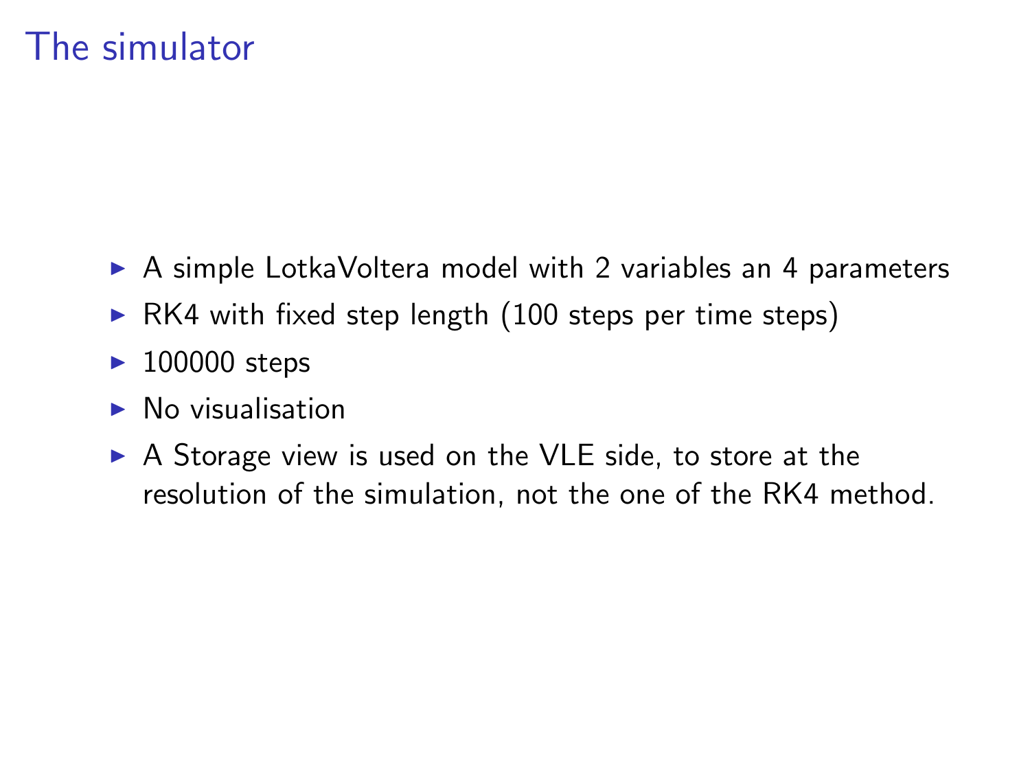# The simulator

- A simple LotkaVoltera model with 2 variables an 4 parameters
- RK4 with fixed step length (100 steps per time steps)
- 100000 steps
- No visualisation
- A Storage view is used on the VLE side, to store at the resolution of the simulation, not the one of the RK4 method.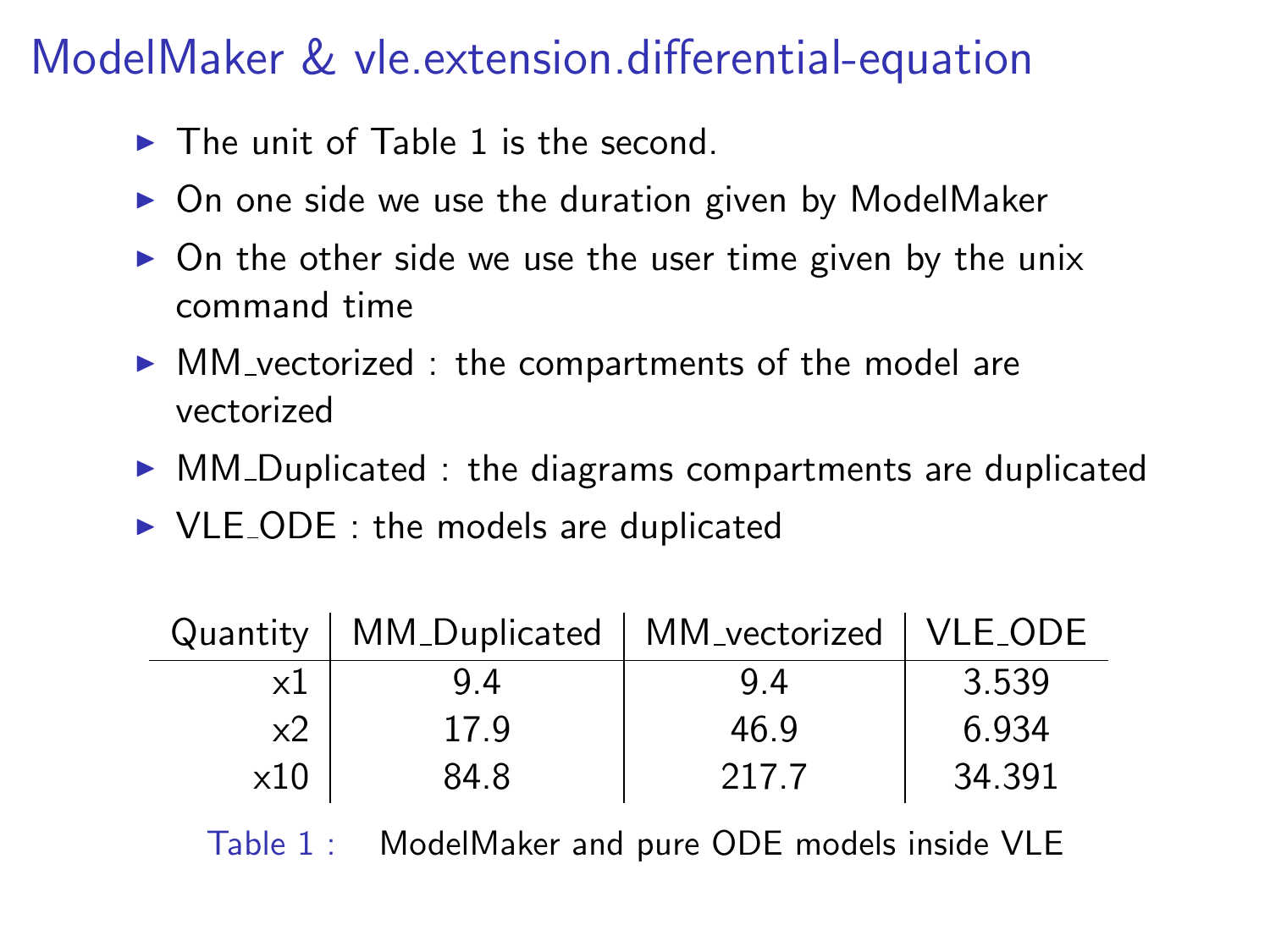# ModelMaker & vle.extension.differential-equation

- The unit of Table 1 is the second.
- On one side we use the duration given by ModelMaker
- On the other side we use the user time given by the unix command time
- MM_vectorized : the compartments of the model are vectorized
- MM_Duplicated : the diagrams compartments are duplicated
- VLE_ODE : the models are duplicated

| Quantity | MM_Duplicated | MM_vectorized | VLE_ODE |
|---:|:---:|:---:|:---:|
| x1 | 9.4 | 9.4 | 3.539 |
| x2 | 17.9 | 46.9 | 6.934 |
| x10 | 84.8 | 217.7 | 34.391 |

Table 1 : ModelMaker and pure ODE models inside VLE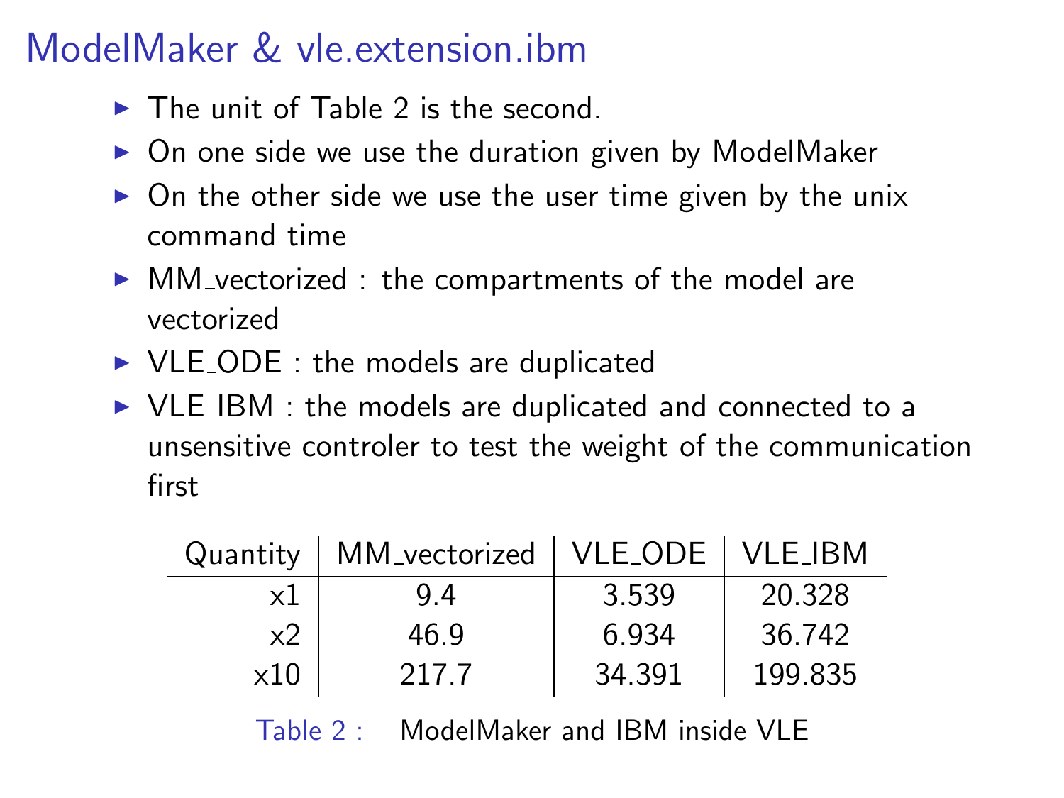# ModelMaker & vle.extension.ibm

- The unit of Table 2 is the second.
- On one side we use the duration given by ModelMaker
- On the other side we use the user time given by the unix command time
- MM_vectorized : the compartments of the model are vectorized
- VLE_ODE : the models are duplicated
- VLE_IBM : the models are duplicated and connected to a unsensitive controler to test the weight of the communication first

| Quantity | MM_vectorized | VLE_ODE | VLE_IBM |
|---:|:---:|:---:|:---:|
| x1 | 9.4 | 3.539 | 20.328 |
| x2 | 46.9 | 6.934 | 36.742 |
| x10 | 217.7 | 34.391 | 199.835 |

Table 2 : ModelMaker and IBM inside VLE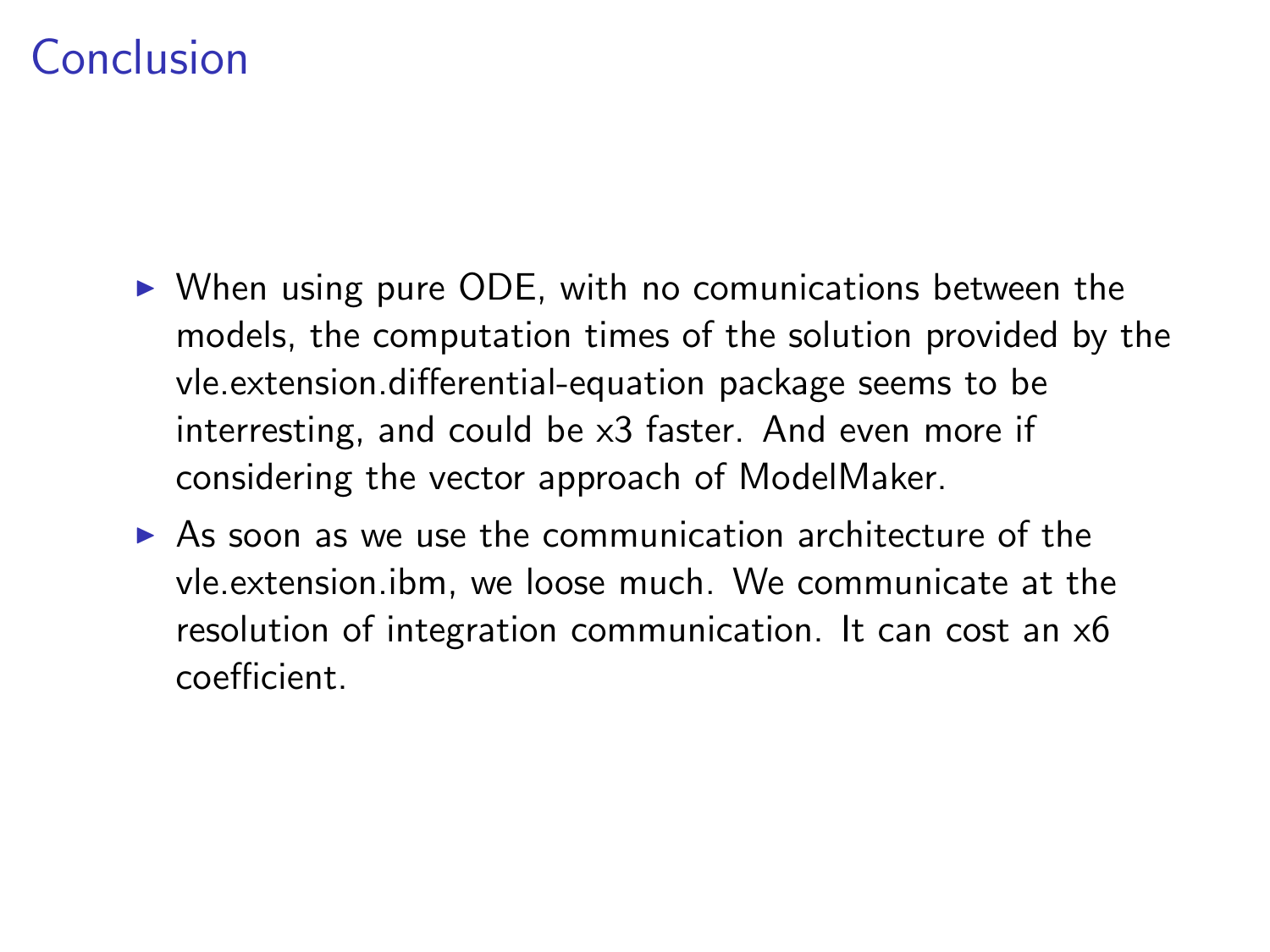# Conclusion

- When using pure ODE, with no comunications between the models, the computation times of the solution provided by the vle.extension.differential-equation package seems to be interresting, and could be x3 faster. And even more if considering the vector approach of ModelMaker.
- As soon as we use the communication architecture of the vle.extension.ibm, we loose much. We communicate at the resolution of integration communication. It can cost an x6 coefficient.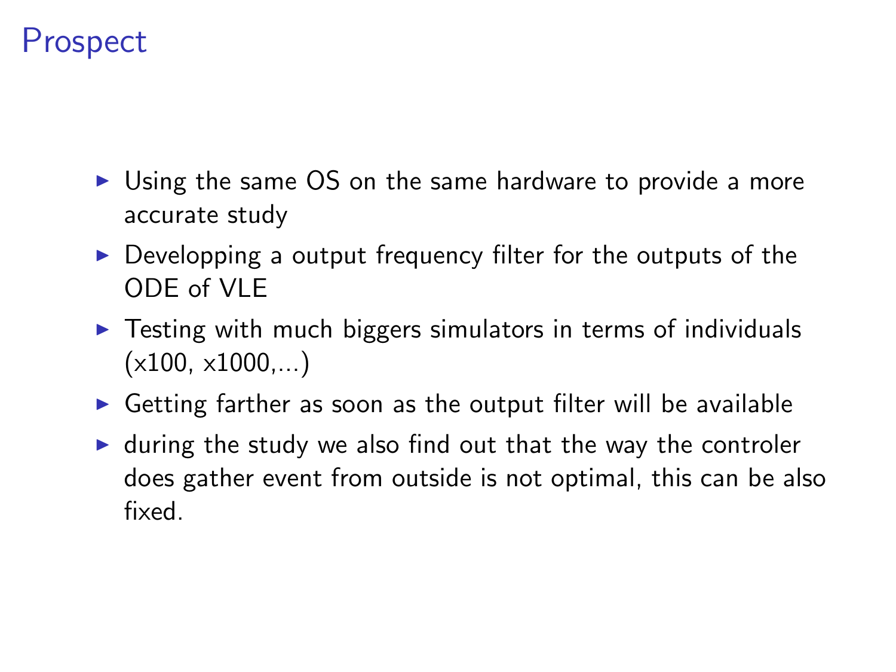# Prospect

- Using the same OS on the same hardware to provide a more accurate study
- Developping a output frequency filter for the outputs of the ODE of VLE
- Testing with much biggers simulators in terms of individuals (x100, x1000,...)
- Getting farther as soon as the output filter will be available
- during the study we also find out that the way the controler does gather event from outside is not optimal, this can be also fixed.